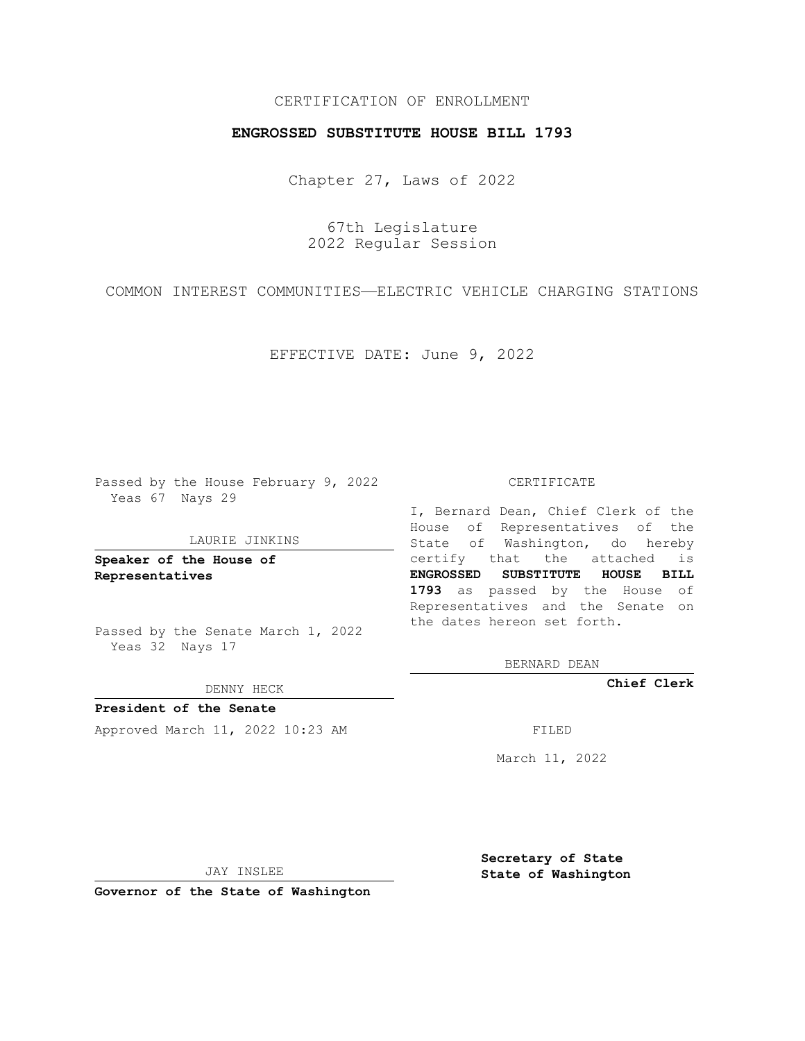CERTIFICATION OF ENROLLMENT

**ENGROSSED SUBSTITUTE HOUSE BILL 1793**

Chapter 27, Laws of 2022

67th Legislature
2022 Regular Session

COMMON INTEREST COMMUNITIES—ELECTRIC VEHICLE CHARGING STATIONS

EFFECTIVE DATE: June 9, 2022

Passed by the House February 9, 2022
Yeas 67 Nays 29

LAURIE JINKINS

**Speaker of the House of Representatives**

Passed by the Senate March 1, 2022
Yeas 32 Nays 17

DENNY HECK

**President of the Senate**

Approved March 11, 2022 10:23 AM

JAY INSLEE

**Governor of the State of Washington**

CERTIFICATE

I, Bernard Dean, Chief Clerk of the House of Representatives of the State of Washington, do hereby certify that the attached is **ENGROSSED SUBSTITUTE HOUSE BILL 1793** as passed by the House of Representatives and the Senate on the dates hereon set forth.

BERNARD DEAN

**Chief Clerk**

FILED

March 11, 2022

**Secretary of State**
**State of Washington**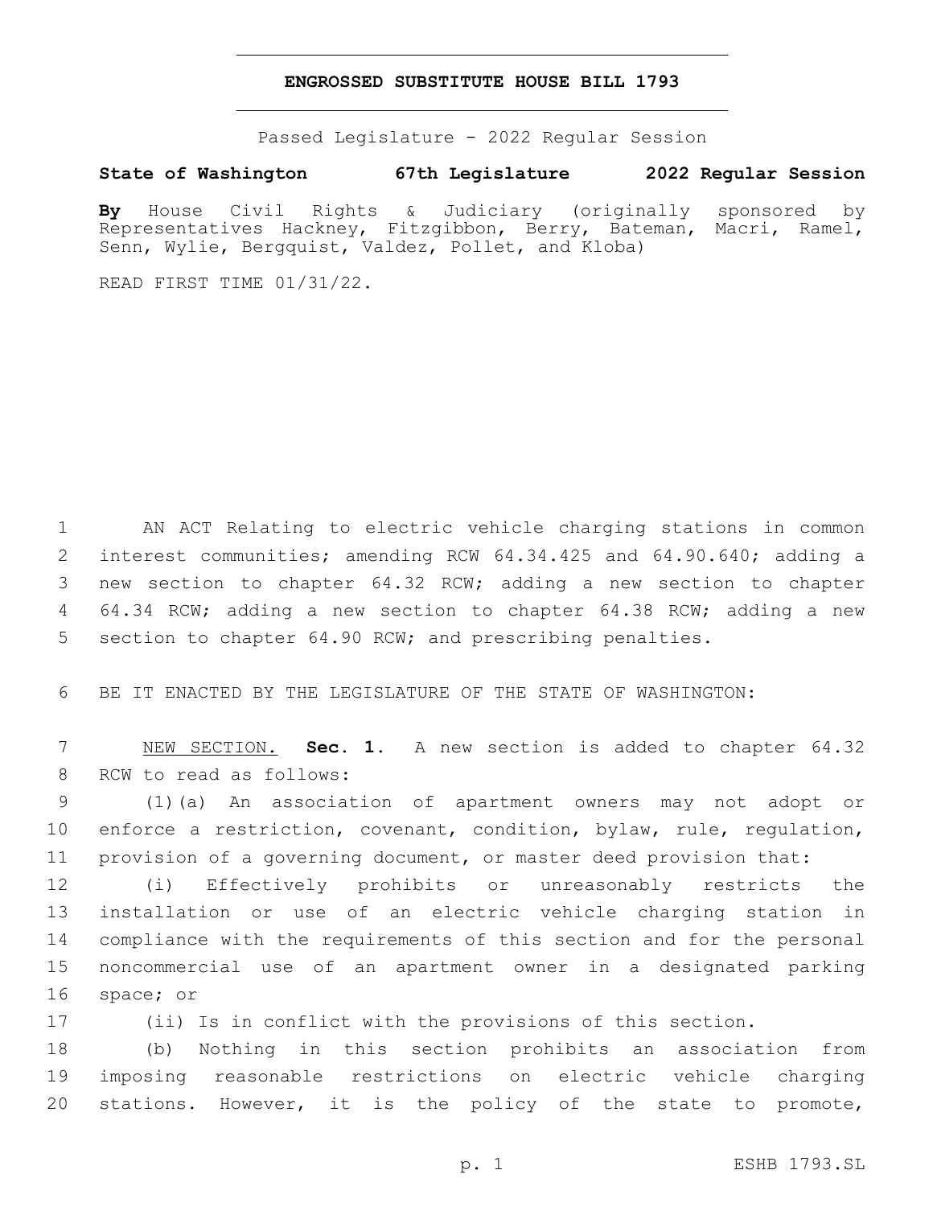**ENGROSSED SUBSTITUTE HOUSE BILL 1793**

Passed Legislature - 2022 Regular Session

**State of Washington 67th Legislature 2022 Regular Session**

**By** House Civil Rights & Judiciary (originally sponsored by Representatives Hackney, Fitzgibbon, Berry, Bateman, Macri, Ramel, Senn, Wylie, Bergquist, Valdez, Pollet, and Kloba)

READ FIRST TIME 01/31/22.

AN ACT Relating to electric vehicle charging stations in common interest communities; amending RCW 64.34.425 and 64.90.640; adding a new section to chapter 64.32 RCW; adding a new section to chapter 64.34 RCW; adding a new section to chapter 64.38 RCW; adding a new section to chapter 64.90 RCW; and prescribing penalties.

BE IT ENACTED BY THE LEGISLATURE OF THE STATE OF WASHINGTON:

NEW SECTION. **Sec. 1.** A new section is added to chapter 64.32 RCW to read as follows:

(1)(a) An association of apartment owners may not adopt or enforce a restriction, covenant, condition, bylaw, rule, regulation, provision of a governing document, or master deed provision that:

(i) Effectively prohibits or unreasonably restricts the installation or use of an electric vehicle charging station in compliance with the requirements of this section and for the personal noncommercial use of an apartment owner in a designated parking space; or

(ii) Is in conflict with the provisions of this section.

(b) Nothing in this section prohibits an association from imposing reasonable restrictions on electric vehicle charging stations. However, it is the policy of the state to promote,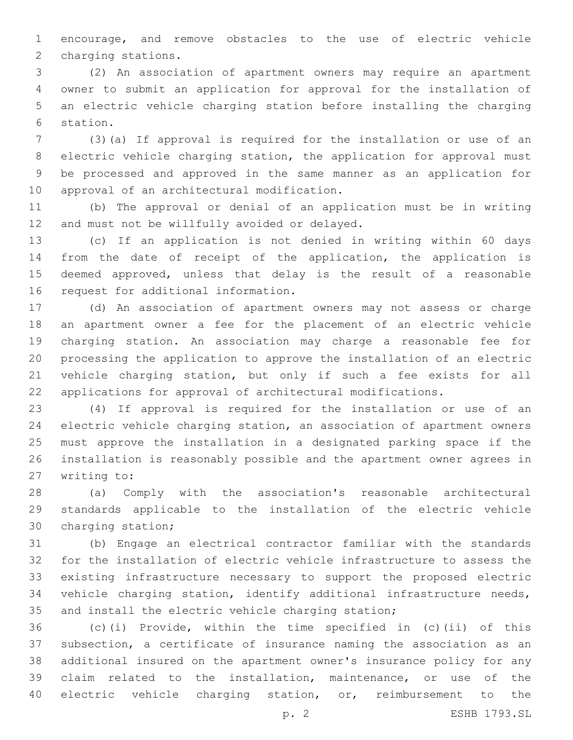encourage, and remove obstacles to the use of electric vehicle charging stations.

(2) An association of apartment owners may require an apartment owner to submit an application for approval for the installation of an electric vehicle charging station before installing the charging station.

(3)(a) If approval is required for the installation or use of an electric vehicle charging station, the application for approval must be processed and approved in the same manner as an application for approval of an architectural modification.

(b) The approval or denial of an application must be in writing and must not be willfully avoided or delayed.

(c) If an application is not denied in writing within 60 days from the date of receipt of the application, the application is deemed approved, unless that delay is the result of a reasonable request for additional information.

(d) An association of apartment owners may not assess or charge an apartment owner a fee for the placement of an electric vehicle charging station. An association may charge a reasonable fee for processing the application to approve the installation of an electric vehicle charging station, but only if such a fee exists for all applications for approval of architectural modifications.

(4) If approval is required for the installation or use of an electric vehicle charging station, an association of apartment owners must approve the installation in a designated parking space if the installation is reasonably possible and the apartment owner agrees in writing to:

(a) Comply with the association's reasonable architectural standards applicable to the installation of the electric vehicle charging station;

(b) Engage an electrical contractor familiar with the standards for the installation of electric vehicle infrastructure to assess the existing infrastructure necessary to support the proposed electric vehicle charging station, identify additional infrastructure needs, and install the electric vehicle charging station;

(c)(i) Provide, within the time specified in (c)(ii) of this subsection, a certificate of insurance naming the association as an additional insured on the apartment owner's insurance policy for any claim related to the installation, maintenance, or use of the electric vehicle charging station, or, reimbursement to the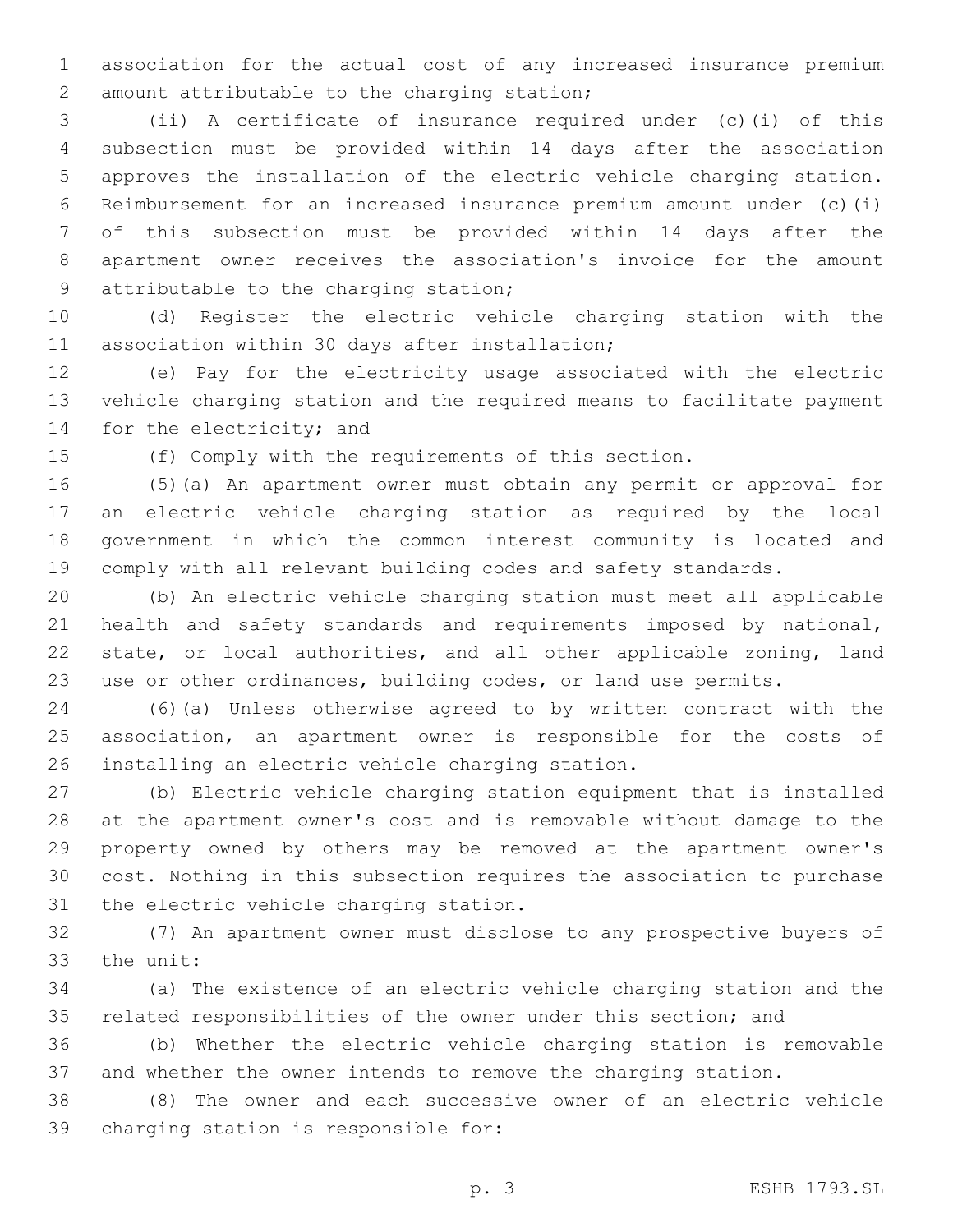association for the actual cost of any increased insurance premium amount attributable to the charging station;

(ii) A certificate of insurance required under (c)(i) of this subsection must be provided within 14 days after the association approves the installation of the electric vehicle charging station. Reimbursement for an increased insurance premium amount under (c)(i) of this subsection must be provided within 14 days after the apartment owner receives the association's invoice for the amount attributable to the charging station;

(d) Register the electric vehicle charging station with the association within 30 days after installation;

(e) Pay for the electricity usage associated with the electric vehicle charging station and the required means to facilitate payment for the electricity; and

(f) Comply with the requirements of this section.

(5)(a) An apartment owner must obtain any permit or approval for an electric vehicle charging station as required by the local government in which the common interest community is located and comply with all relevant building codes and safety standards.

(b) An electric vehicle charging station must meet all applicable health and safety standards and requirements imposed by national, state, or local authorities, and all other applicable zoning, land use or other ordinances, building codes, or land use permits.

(6)(a) Unless otherwise agreed to by written contract with the association, an apartment owner is responsible for the costs of installing an electric vehicle charging station.

(b) Electric vehicle charging station equipment that is installed at the apartment owner's cost and is removable without damage to the property owned by others may be removed at the apartment owner's cost. Nothing in this subsection requires the association to purchase the electric vehicle charging station.

(7) An apartment owner must disclose to any prospective buyers of the unit:

(a) The existence of an electric vehicle charging station and the related responsibilities of the owner under this section; and

(b) Whether the electric vehicle charging station is removable and whether the owner intends to remove the charging station.

(8) The owner and each successive owner of an electric vehicle charging station is responsible for: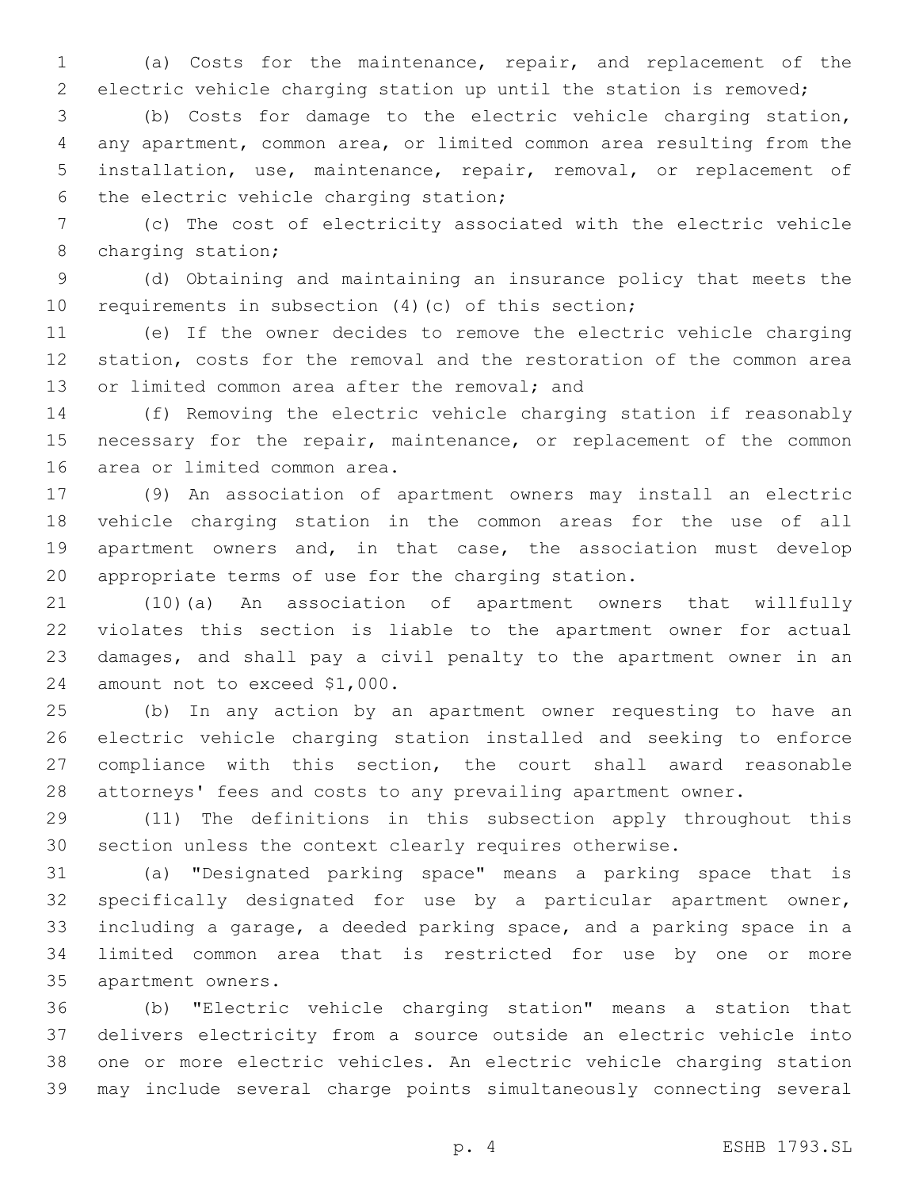(a) Costs for the maintenance, repair, and replacement of the electric vehicle charging station up until the station is removed;

(b) Costs for damage to the electric vehicle charging station, any apartment, common area, or limited common area resulting from the installation, use, maintenance, repair, removal, or replacement of the electric vehicle charging station;

(c) The cost of electricity associated with the electric vehicle charging station;

(d) Obtaining and maintaining an insurance policy that meets the requirements in subsection (4)(c) of this section;

(e) If the owner decides to remove the electric vehicle charging station, costs for the removal and the restoration of the common area or limited common area after the removal; and

(f) Removing the electric vehicle charging station if reasonably necessary for the repair, maintenance, or replacement of the common area or limited common area.

(9) An association of apartment owners may install an electric vehicle charging station in the common areas for the use of all apartment owners and, in that case, the association must develop appropriate terms of use for the charging station.

(10)(a) An association of apartment owners that willfully violates this section is liable to the apartment owner for actual damages, and shall pay a civil penalty to the apartment owner in an amount not to exceed $1,000.

(b) In any action by an apartment owner requesting to have an electric vehicle charging station installed and seeking to enforce compliance with this section, the court shall award reasonable attorneys' fees and costs to any prevailing apartment owner.

(11) The definitions in this subsection apply throughout this section unless the context clearly requires otherwise.

(a) "Designated parking space" means a parking space that is specifically designated for use by a particular apartment owner, including a garage, a deeded parking space, and a parking space in a limited common area that is restricted for use by one or more apartment owners.

(b) "Electric vehicle charging station" means a station that delivers electricity from a source outside an electric vehicle into one or more electric vehicles. An electric vehicle charging station may include several charge points simultaneously connecting several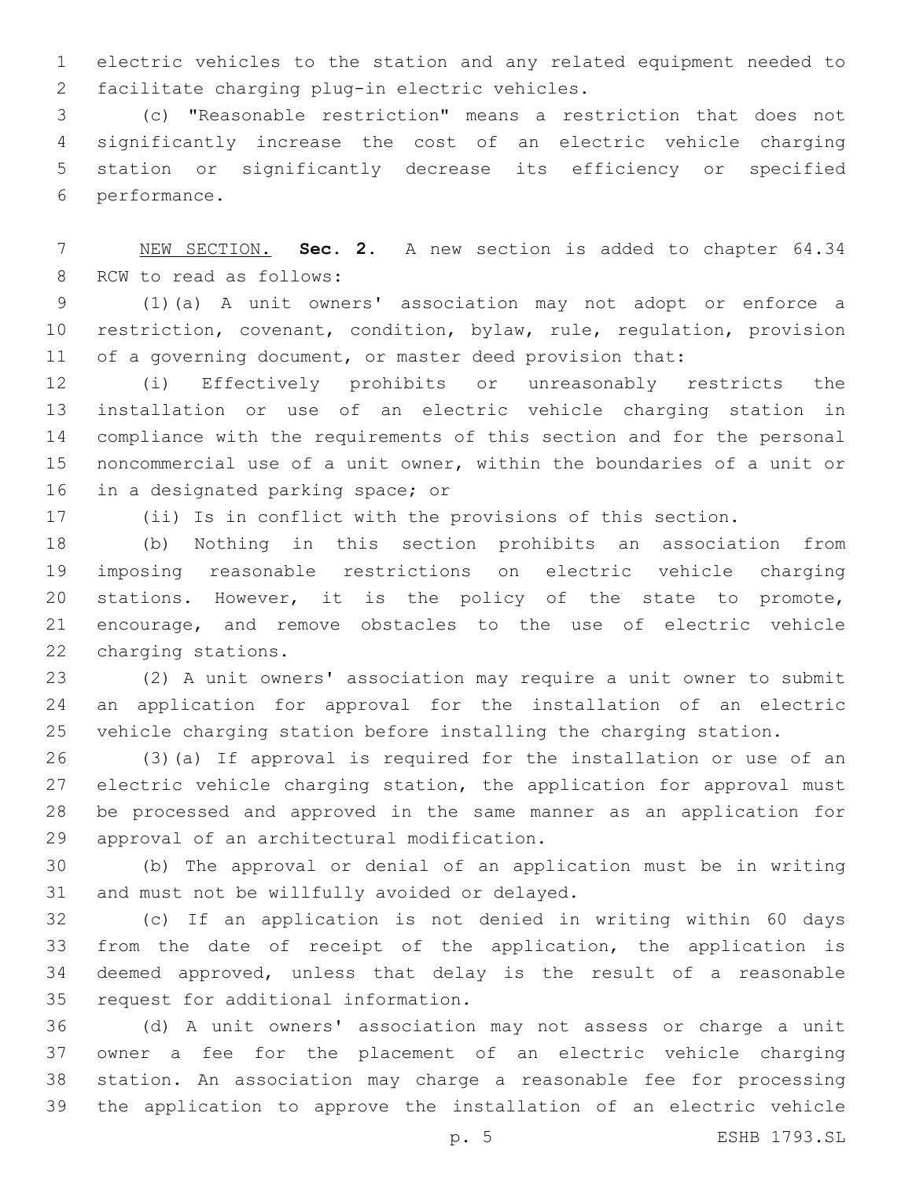electric vehicles to the station and any related equipment needed to facilitate charging plug-in electric vehicles.

(c) "Reasonable restriction" means a restriction that does not significantly increase the cost of an electric vehicle charging station or significantly decrease its efficiency or specified performance.

NEW SECTION. **Sec. 2.** A new section is added to chapter 64.34 RCW to read as follows:

(1)(a) A unit owners' association may not adopt or enforce a restriction, covenant, condition, bylaw, rule, regulation, provision of a governing document, or master deed provision that:

(i) Effectively prohibits or unreasonably restricts the installation or use of an electric vehicle charging station in compliance with the requirements of this section and for the personal noncommercial use of a unit owner, within the boundaries of a unit or in a designated parking space; or

(ii) Is in conflict with the provisions of this section.

(b) Nothing in this section prohibits an association from imposing reasonable restrictions on electric vehicle charging stations. However, it is the policy of the state to promote, encourage, and remove obstacles to the use of electric vehicle charging stations.

(2) A unit owners' association may require a unit owner to submit an application for approval for the installation of an electric vehicle charging station before installing the charging station.

(3)(a) If approval is required for the installation or use of an electric vehicle charging station, the application for approval must be processed and approved in the same manner as an application for approval of an architectural modification.

(b) The approval or denial of an application must be in writing and must not be willfully avoided or delayed.

(c) If an application is not denied in writing within 60 days from the date of receipt of the application, the application is deemed approved, unless that delay is the result of a reasonable request for additional information.

(d) A unit owners' association may not assess or charge a unit owner a fee for the placement of an electric vehicle charging station. An association may charge a reasonable fee for processing the application to approve the installation of an electric vehicle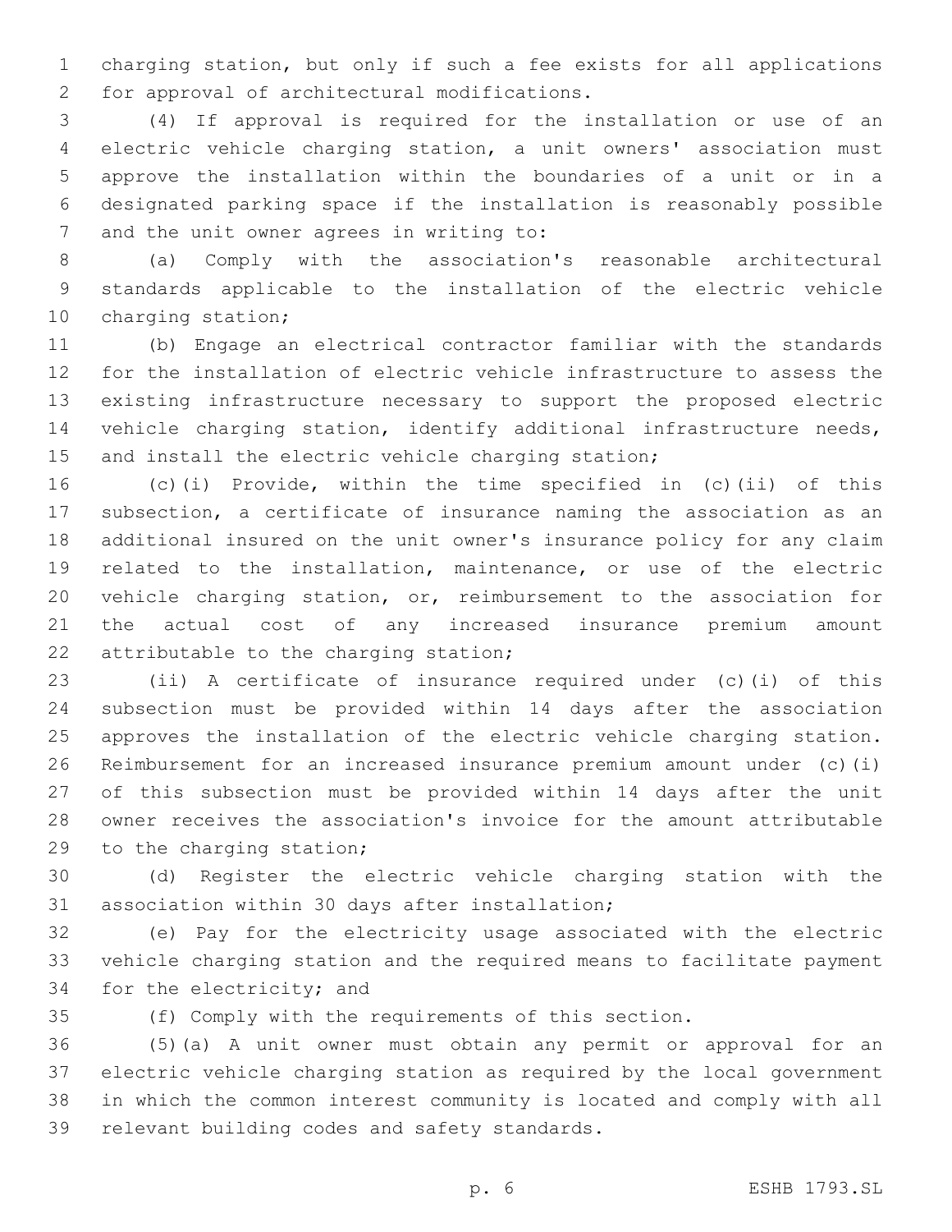charging station, but only if such a fee exists for all applications for approval of architectural modifications.

(4) If approval is required for the installation or use of an electric vehicle charging station, a unit owners' association must approve the installation within the boundaries of a unit or in a designated parking space if the installation is reasonably possible and the unit owner agrees in writing to:

(a) Comply with the association's reasonable architectural standards applicable to the installation of the electric vehicle charging station;

(b) Engage an electrical contractor familiar with the standards for the installation of electric vehicle infrastructure to assess the existing infrastructure necessary to support the proposed electric vehicle charging station, identify additional infrastructure needs, and install the electric vehicle charging station;

(c)(i) Provide, within the time specified in (c)(ii) of this subsection, a certificate of insurance naming the association as an additional insured on the unit owner's insurance policy for any claim related to the installation, maintenance, or use of the electric vehicle charging station, or, reimbursement to the association for the actual cost of any increased insurance premium amount attributable to the charging station;

(ii) A certificate of insurance required under (c)(i) of this subsection must be provided within 14 days after the association approves the installation of the electric vehicle charging station. Reimbursement for an increased insurance premium amount under (c)(i) of this subsection must be provided within 14 days after the unit owner receives the association's invoice for the amount attributable to the charging station;

(d) Register the electric vehicle charging station with the association within 30 days after installation;

(e) Pay for the electricity usage associated with the electric vehicle charging station and the required means to facilitate payment for the electricity; and

(f) Comply with the requirements of this section.

(5)(a) A unit owner must obtain any permit or approval for an electric vehicle charging station as required by the local government in which the common interest community is located and comply with all relevant building codes and safety standards.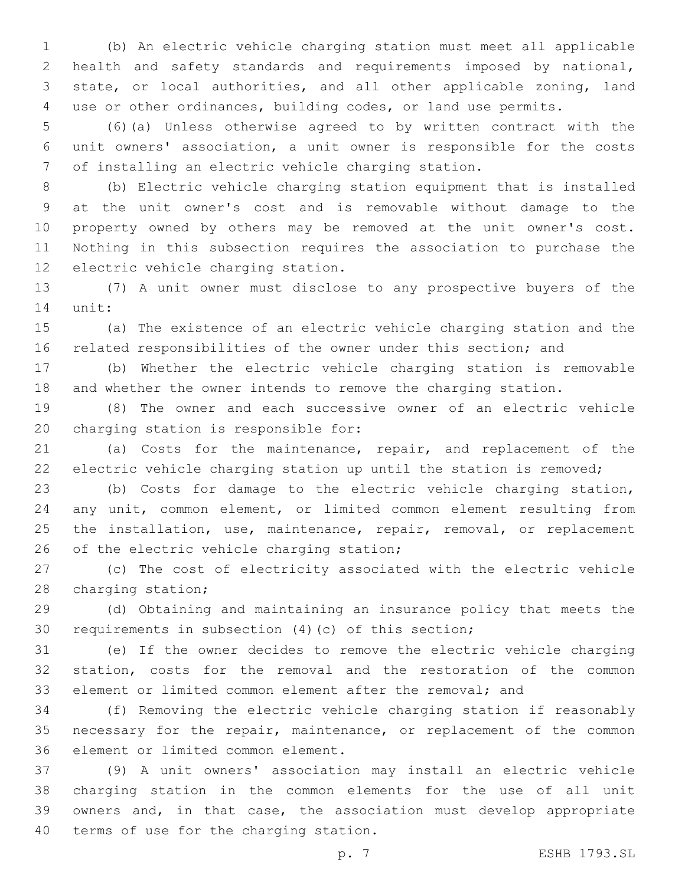(b) An electric vehicle charging station must meet all applicable health and safety standards and requirements imposed by national, state, or local authorities, and all other applicable zoning, land use or other ordinances, building codes, or land use permits.

(6)(a) Unless otherwise agreed to by written contract with the unit owners' association, a unit owner is responsible for the costs of installing an electric vehicle charging station.

(b) Electric vehicle charging station equipment that is installed at the unit owner's cost and is removable without damage to the property owned by others may be removed at the unit owner's cost. Nothing in this subsection requires the association to purchase the electric vehicle charging station.

(7) A unit owner must disclose to any prospective buyers of the unit:

(a) The existence of an electric vehicle charging station and the related responsibilities of the owner under this section; and

(b) Whether the electric vehicle charging station is removable and whether the owner intends to remove the charging station.

(8) The owner and each successive owner of an electric vehicle charging station is responsible for:

(a) Costs for the maintenance, repair, and replacement of the electric vehicle charging station up until the station is removed;

(b) Costs for damage to the electric vehicle charging station, any unit, common element, or limited common element resulting from the installation, use, maintenance, repair, removal, or replacement of the electric vehicle charging station;

(c) The cost of electricity associated with the electric vehicle charging station;

(d) Obtaining and maintaining an insurance policy that meets the requirements in subsection (4)(c) of this section;

(e) If the owner decides to remove the electric vehicle charging station, costs for the removal and the restoration of the common element or limited common element after the removal; and

(f) Removing the electric vehicle charging station if reasonably necessary for the repair, maintenance, or replacement of the common element or limited common element.

(9) A unit owners' association may install an electric vehicle charging station in the common elements for the use of all unit owners and, in that case, the association must develop appropriate terms of use for the charging station.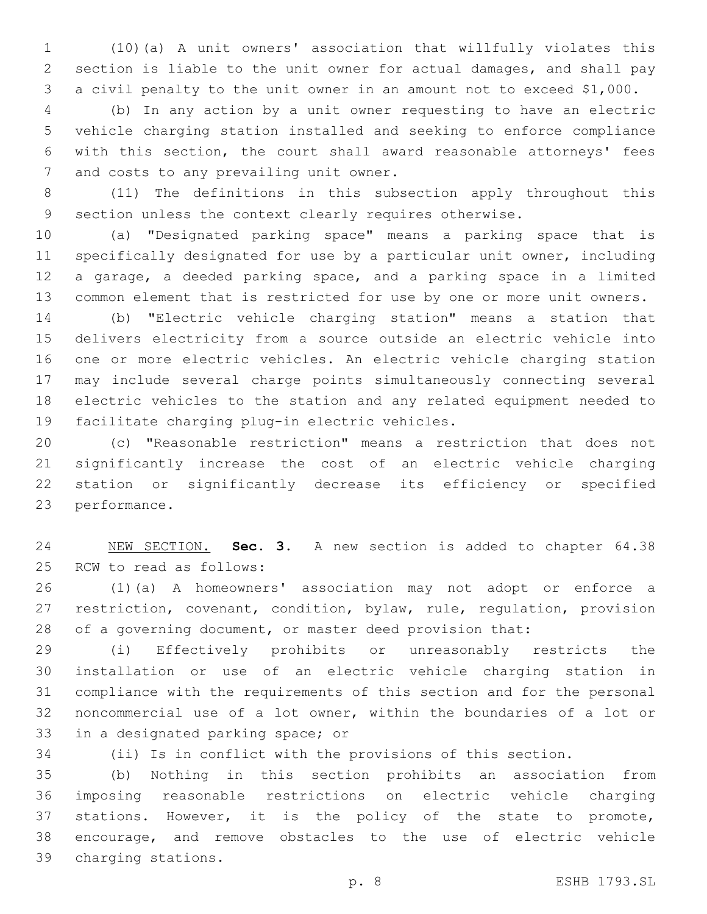(10)(a) A unit owners' association that willfully violates this section is liable to the unit owner for actual damages, and shall pay a civil penalty to the unit owner in an amount not to exceed $1,000.

(b) In any action by a unit owner requesting to have an electric vehicle charging station installed and seeking to enforce compliance with this section, the court shall award reasonable attorneys' fees and costs to any prevailing unit owner.

(11) The definitions in this subsection apply throughout this section unless the context clearly requires otherwise.

(a) "Designated parking space" means a parking space that is specifically designated for use by a particular unit owner, including a garage, a deeded parking space, and a parking space in a limited common element that is restricted for use by one or more unit owners.

(b) "Electric vehicle charging station" means a station that delivers electricity from a source outside an electric vehicle into one or more electric vehicles. An electric vehicle charging station may include several charge points simultaneously connecting several electric vehicles to the station and any related equipment needed to facilitate charging plug-in electric vehicles.

(c) "Reasonable restriction" means a restriction that does not significantly increase the cost of an electric vehicle charging station or significantly decrease its efficiency or specified performance.

NEW SECTION. **Sec. 3.** A new section is added to chapter 64.38 RCW to read as follows:

(1)(a) A homeowners' association may not adopt or enforce a restriction, covenant, condition, bylaw, rule, regulation, provision of a governing document, or master deed provision that:

(i) Effectively prohibits or unreasonably restricts the installation or use of an electric vehicle charging station in compliance with the requirements of this section and for the personal noncommercial use of a lot owner, within the boundaries of a lot or in a designated parking space; or

(ii) Is in conflict with the provisions of this section.

(b) Nothing in this section prohibits an association from imposing reasonable restrictions on electric vehicle charging stations. However, it is the policy of the state to promote, encourage, and remove obstacles to the use of electric vehicle charging stations.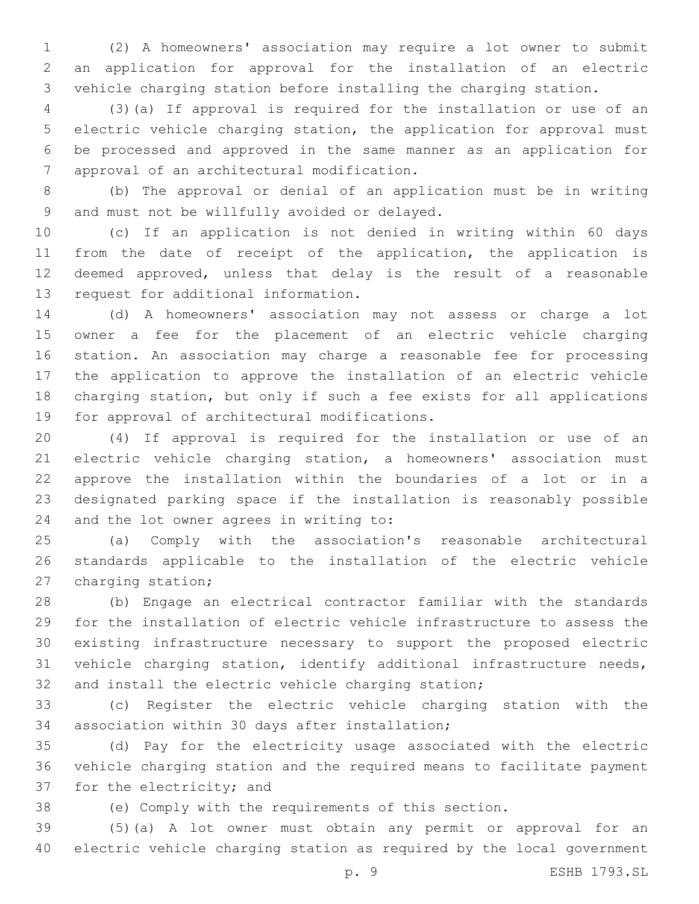(2) A homeowners' association may require a lot owner to submit an application for approval for the installation of an electric vehicle charging station before installing the charging station.

(3)(a) If approval is required for the installation or use of an electric vehicle charging station, the application for approval must be processed and approved in the same manner as an application for approval of an architectural modification.

(b) The approval or denial of an application must be in writing and must not be willfully avoided or delayed.

(c) If an application is not denied in writing within 60 days from the date of receipt of the application, the application is deemed approved, unless that delay is the result of a reasonable request for additional information.

(d) A homeowners' association may not assess or charge a lot owner a fee for the placement of an electric vehicle charging station. An association may charge a reasonable fee for processing the application to approve the installation of an electric vehicle charging station, but only if such a fee exists for all applications for approval of architectural modifications.

(4) If approval is required for the installation or use of an electric vehicle charging station, a homeowners' association must approve the installation within the boundaries of a lot or in a designated parking space if the installation is reasonably possible and the lot owner agrees in writing to:

(a) Comply with the association's reasonable architectural standards applicable to the installation of the electric vehicle charging station;

(b) Engage an electrical contractor familiar with the standards for the installation of electric vehicle infrastructure to assess the existing infrastructure necessary to support the proposed electric vehicle charging station, identify additional infrastructure needs, and install the electric vehicle charging station;

(c) Register the electric vehicle charging station with the association within 30 days after installation;

(d) Pay for the electricity usage associated with the electric vehicle charging station and the required means to facilitate payment for the electricity; and

(e) Comply with the requirements of this section.

(5)(a) A lot owner must obtain any permit or approval for an electric vehicle charging station as required by the local government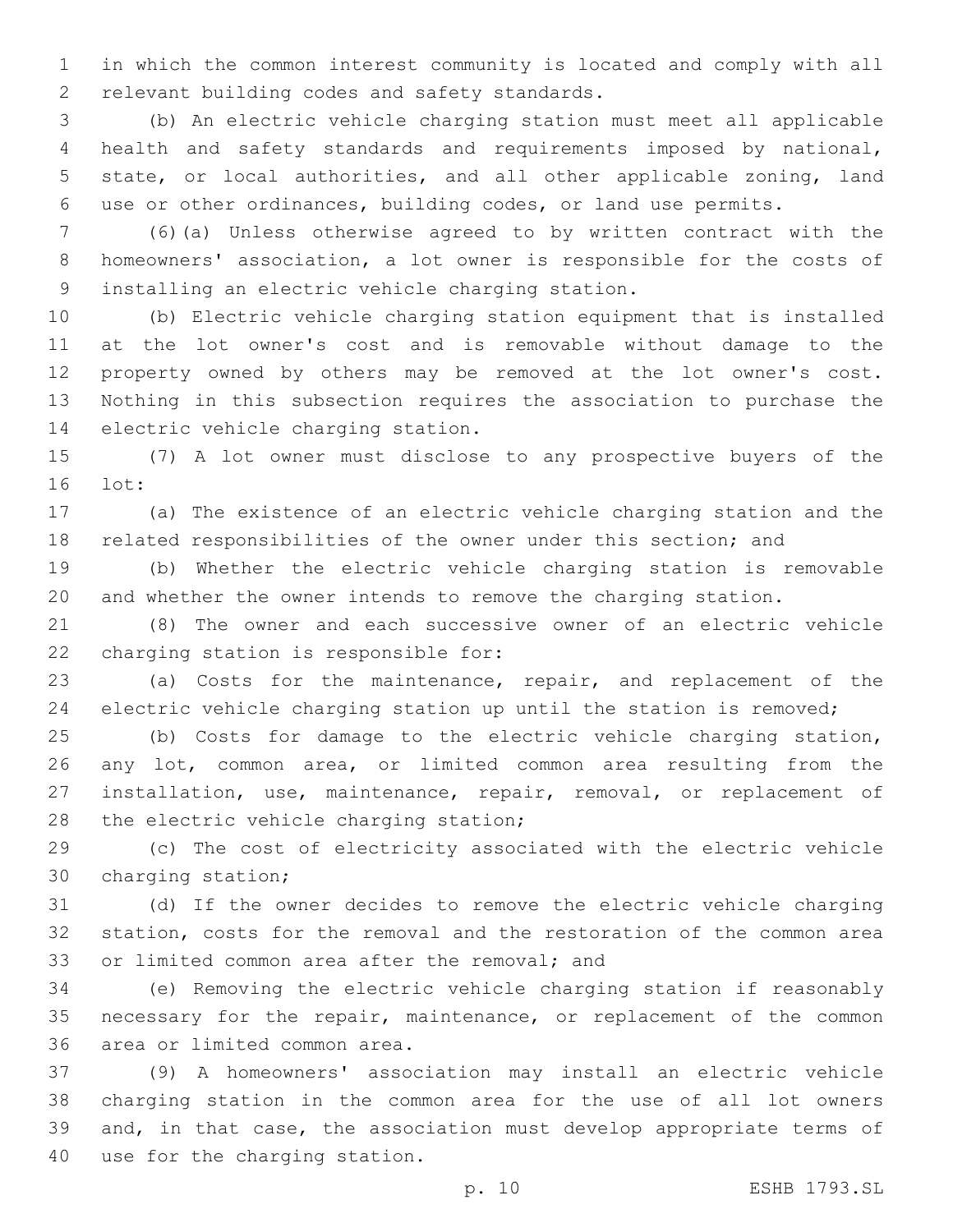in which the common interest community is located and comply with all relevant building codes and safety standards.

(b) An electric vehicle charging station must meet all applicable health and safety standards and requirements imposed by national, state, or local authorities, and all other applicable zoning, land use or other ordinances, building codes, or land use permits.

(6)(a) Unless otherwise agreed to by written contract with the homeowners' association, a lot owner is responsible for the costs of installing an electric vehicle charging station.

(b) Electric vehicle charging station equipment that is installed at the lot owner's cost and is removable without damage to the property owned by others may be removed at the lot owner's cost. Nothing in this subsection requires the association to purchase the electric vehicle charging station.

(7) A lot owner must disclose to any prospective buyers of the lot:

(a) The existence of an electric vehicle charging station and the related responsibilities of the owner under this section; and

(b) Whether the electric vehicle charging station is removable and whether the owner intends to remove the charging station.

(8) The owner and each successive owner of an electric vehicle charging station is responsible for:

(a) Costs for the maintenance, repair, and replacement of the electric vehicle charging station up until the station is removed;

(b) Costs for damage to the electric vehicle charging station, any lot, common area, or limited common area resulting from the installation, use, maintenance, repair, removal, or replacement of the electric vehicle charging station;

(c) The cost of electricity associated with the electric vehicle charging station;

(d) If the owner decides to remove the electric vehicle charging station, costs for the removal and the restoration of the common area or limited common area after the removal; and

(e) Removing the electric vehicle charging station if reasonably necessary for the repair, maintenance, or replacement of the common area or limited common area.

(9) A homeowners' association may install an electric vehicle charging station in the common area for the use of all lot owners and, in that case, the association must develop appropriate terms of use for the charging station.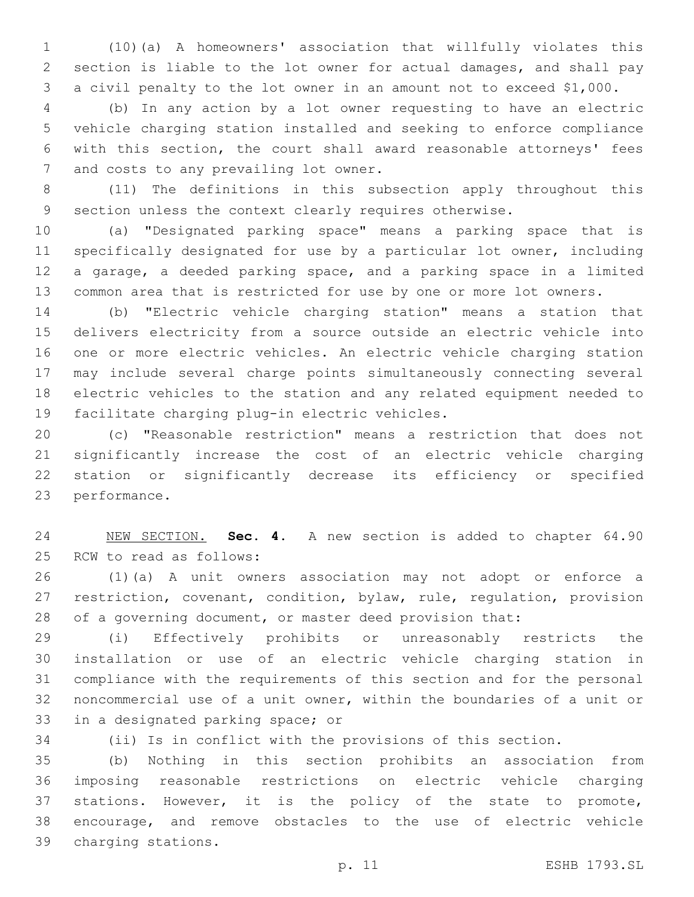(10)(a) A homeowners' association that willfully violates this section is liable to the lot owner for actual damages, and shall pay a civil penalty to the lot owner in an amount not to exceed $1,000.

(b) In any action by a lot owner requesting to have an electric vehicle charging station installed and seeking to enforce compliance with this section, the court shall award reasonable attorneys' fees and costs to any prevailing lot owner.

(11) The definitions in this subsection apply throughout this section unless the context clearly requires otherwise.

(a) "Designated parking space" means a parking space that is specifically designated for use by a particular lot owner, including a garage, a deeded parking space, and a parking space in a limited common area that is restricted for use by one or more lot owners.

(b) "Electric vehicle charging station" means a station that delivers electricity from a source outside an electric vehicle into one or more electric vehicles. An electric vehicle charging station may include several charge points simultaneously connecting several electric vehicles to the station and any related equipment needed to facilitate charging plug-in electric vehicles.

(c) "Reasonable restriction" means a restriction that does not significantly increase the cost of an electric vehicle charging station or significantly decrease its efficiency or specified performance.

NEW SECTION. **Sec. 4.** A new section is added to chapter 64.90 RCW to read as follows:

(1)(a) A unit owners association may not adopt or enforce a restriction, covenant, condition, bylaw, rule, regulation, provision of a governing document, or master deed provision that:

(i) Effectively prohibits or unreasonably restricts the installation or use of an electric vehicle charging station in compliance with the requirements of this section and for the personal noncommercial use of a unit owner, within the boundaries of a unit or in a designated parking space; or

(ii) Is in conflict with the provisions of this section.

(b) Nothing in this section prohibits an association from imposing reasonable restrictions on electric vehicle charging stations. However, it is the policy of the state to promote, encourage, and remove obstacles to the use of electric vehicle charging stations.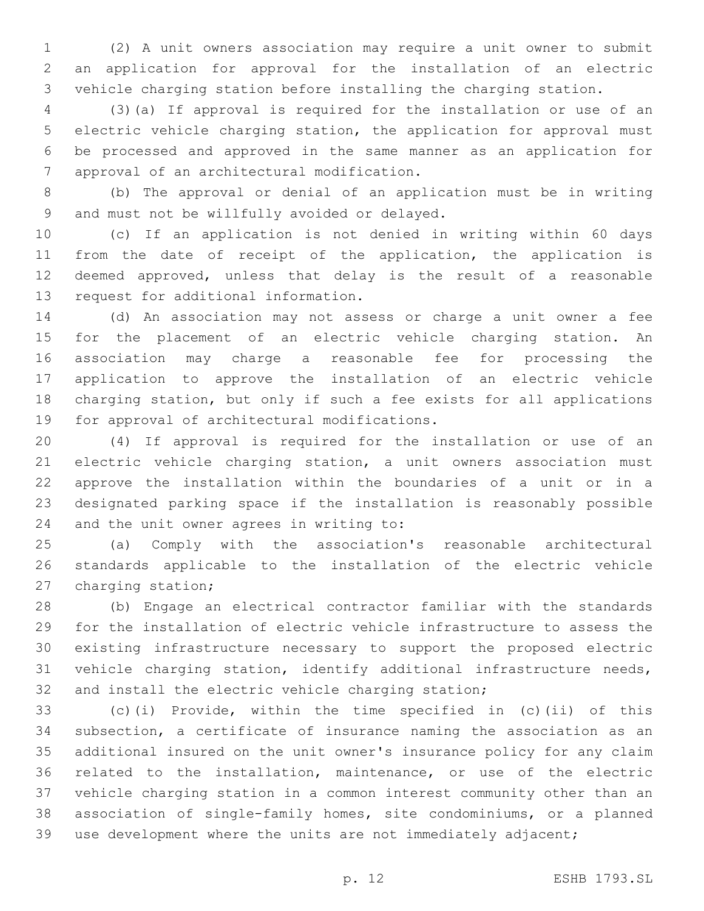(2) A unit owners association may require a unit owner to submit an application for approval for the installation of an electric vehicle charging station before installing the charging station.

(3)(a) If approval is required for the installation or use of an electric vehicle charging station, the application for approval must be processed and approved in the same manner as an application for approval of an architectural modification.

(b) The approval or denial of an application must be in writing and must not be willfully avoided or delayed.

(c) If an application is not denied in writing within 60 days from the date of receipt of the application, the application is deemed approved, unless that delay is the result of a reasonable request for additional information.

(d) An association may not assess or charge a unit owner a fee for the placement of an electric vehicle charging station. An association may charge a reasonable fee for processing the application to approve the installation of an electric vehicle charging station, but only if such a fee exists for all applications for approval of architectural modifications.

(4) If approval is required for the installation or use of an electric vehicle charging station, a unit owners association must approve the installation within the boundaries of a unit or in a designated parking space if the installation is reasonably possible and the unit owner agrees in writing to:

(a) Comply with the association's reasonable architectural standards applicable to the installation of the electric vehicle charging station;

(b) Engage an electrical contractor familiar with the standards for the installation of electric vehicle infrastructure to assess the existing infrastructure necessary to support the proposed electric vehicle charging station, identify additional infrastructure needs, and install the electric vehicle charging station;

(c)(i) Provide, within the time specified in (c)(ii) of this subsection, a certificate of insurance naming the association as an additional insured on the unit owner's insurance policy for any claim related to the installation, maintenance, or use of the electric vehicle charging station in a common interest community other than an association of single-family homes, site condominiums, or a planned use development where the units are not immediately adjacent;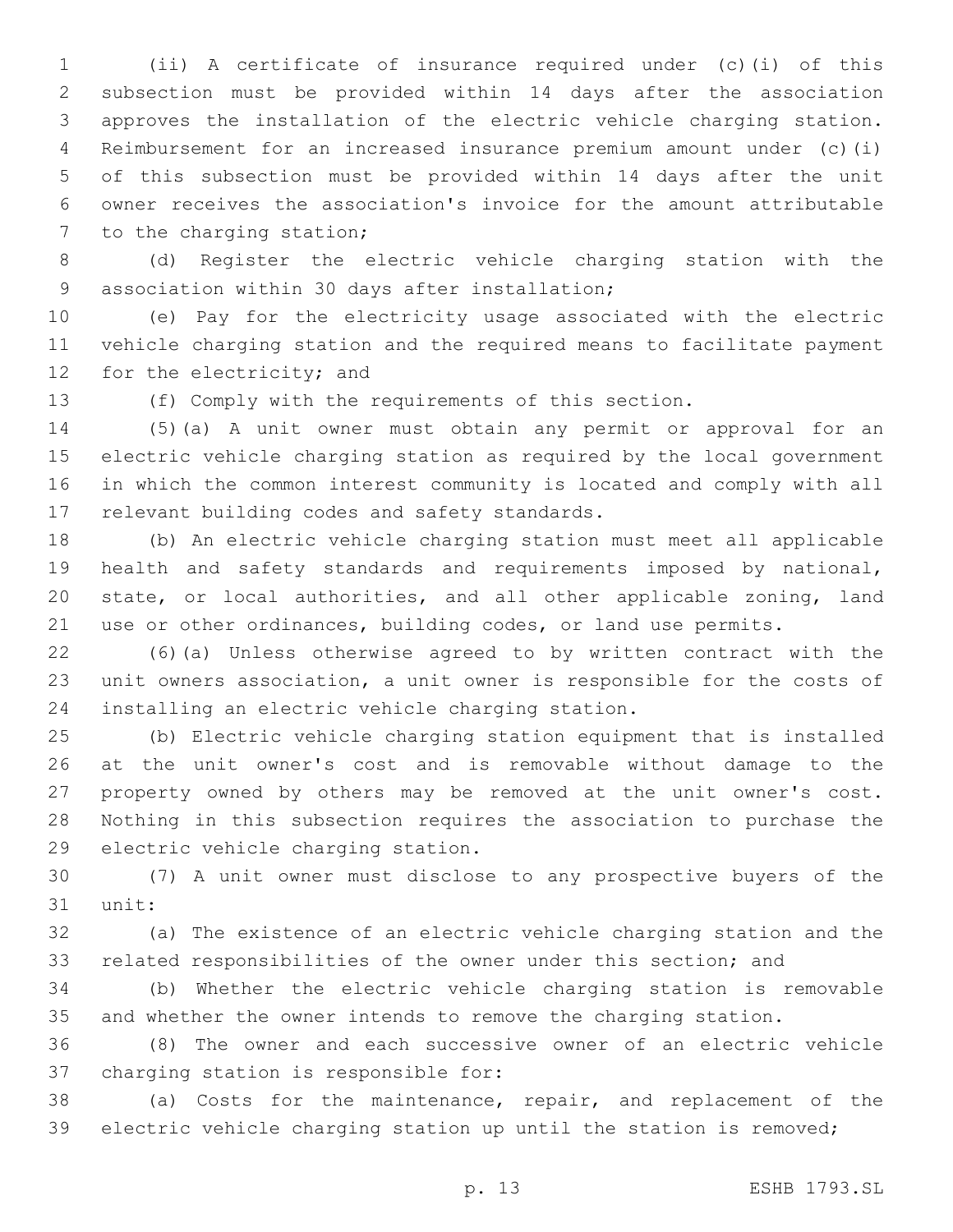(ii) A certificate of insurance required under (c)(i) of this subsection must be provided within 14 days after the association approves the installation of the electric vehicle charging station. Reimbursement for an increased insurance premium amount under (c)(i) of this subsection must be provided within 14 days after the unit owner receives the association's invoice for the amount attributable to the charging station;

(d) Register the electric vehicle charging station with the association within 30 days after installation;

(e) Pay for the electricity usage associated with the electric vehicle charging station and the required means to facilitate payment for the electricity; and

(f) Comply with the requirements of this section.

(5)(a) A unit owner must obtain any permit or approval for an electric vehicle charging station as required by the local government in which the common interest community is located and comply with all relevant building codes and safety standards.

(b) An electric vehicle charging station must meet all applicable health and safety standards and requirements imposed by national, state, or local authorities, and all other applicable zoning, land use or other ordinances, building codes, or land use permits.

(6)(a) Unless otherwise agreed to by written contract with the unit owners association, a unit owner is responsible for the costs of installing an electric vehicle charging station.

(b) Electric vehicle charging station equipment that is installed at the unit owner's cost and is removable without damage to the property owned by others may be removed at the unit owner's cost. Nothing in this subsection requires the association to purchase the electric vehicle charging station.

(7) A unit owner must disclose to any prospective buyers of the unit:

(a) The existence of an electric vehicle charging station and the related responsibilities of the owner under this section; and

(b) Whether the electric vehicle charging station is removable and whether the owner intends to remove the charging station.

(8) The owner and each successive owner of an electric vehicle charging station is responsible for:

(a) Costs for the maintenance, repair, and replacement of the electric vehicle charging station up until the station is removed;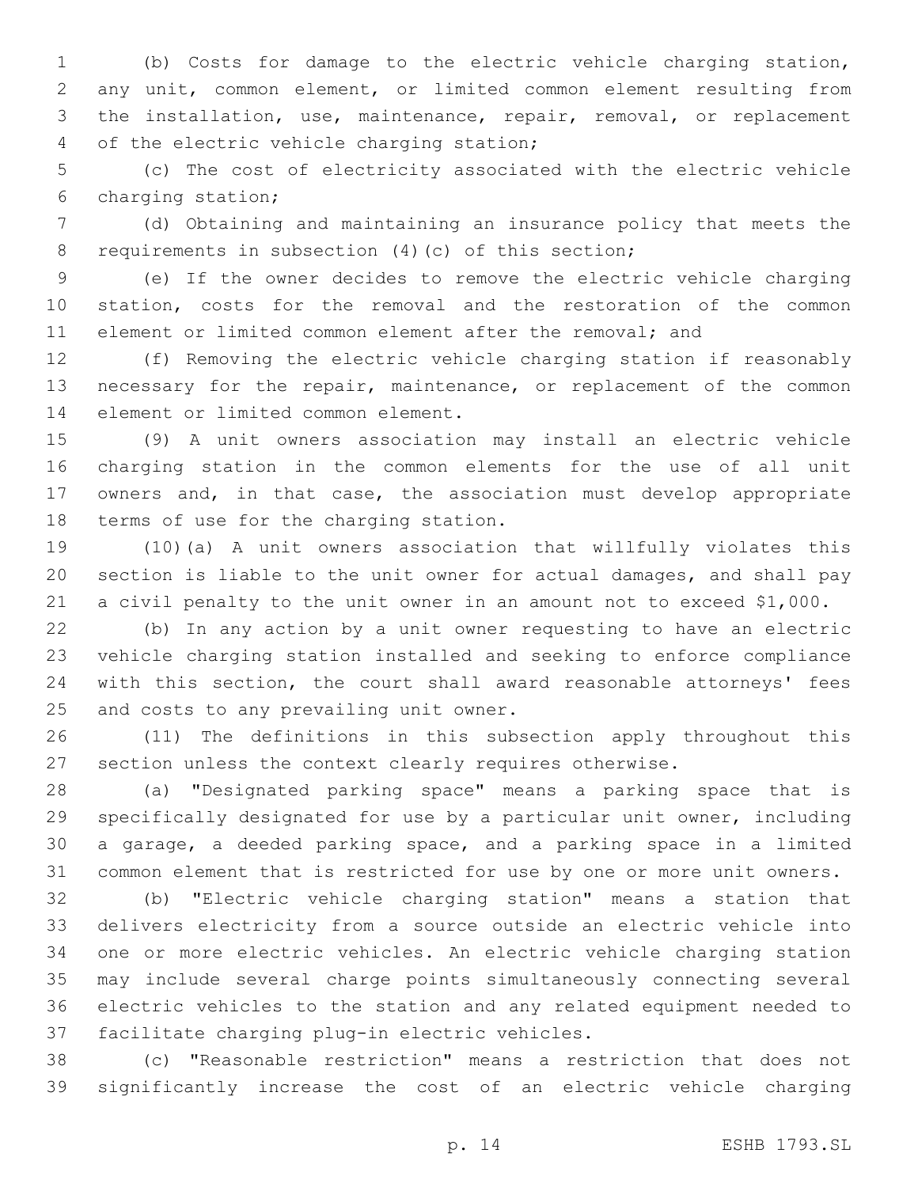(b) Costs for damage to the electric vehicle charging station, any unit, common element, or limited common element resulting from the installation, use, maintenance, repair, removal, or replacement of the electric vehicle charging station;

(c) The cost of electricity associated with the electric vehicle charging station;

(d) Obtaining and maintaining an insurance policy that meets the requirements in subsection (4)(c) of this section;

(e) If the owner decides to remove the electric vehicle charging station, costs for the removal and the restoration of the common element or limited common element after the removal; and

(f) Removing the electric vehicle charging station if reasonably necessary for the repair, maintenance, or replacement of the common element or limited common element.

(9) A unit owners association may install an electric vehicle charging station in the common elements for the use of all unit owners and, in that case, the association must develop appropriate terms of use for the charging station.

(10)(a) A unit owners association that willfully violates this section is liable to the unit owner for actual damages, and shall pay a civil penalty to the unit owner in an amount not to exceed $1,000.

(b) In any action by a unit owner requesting to have an electric vehicle charging station installed and seeking to enforce compliance with this section, the court shall award reasonable attorneys' fees and costs to any prevailing unit owner.

(11) The definitions in this subsection apply throughout this section unless the context clearly requires otherwise.

(a) "Designated parking space" means a parking space that is specifically designated for use by a particular unit owner, including a garage, a deeded parking space, and a parking space in a limited common element that is restricted for use by one or more unit owners.

(b) "Electric vehicle charging station" means a station that delivers electricity from a source outside an electric vehicle into one or more electric vehicles. An electric vehicle charging station may include several charge points simultaneously connecting several electric vehicles to the station and any related equipment needed to facilitate charging plug-in electric vehicles.

(c) "Reasonable restriction" means a restriction that does not significantly increase the cost of an electric vehicle charging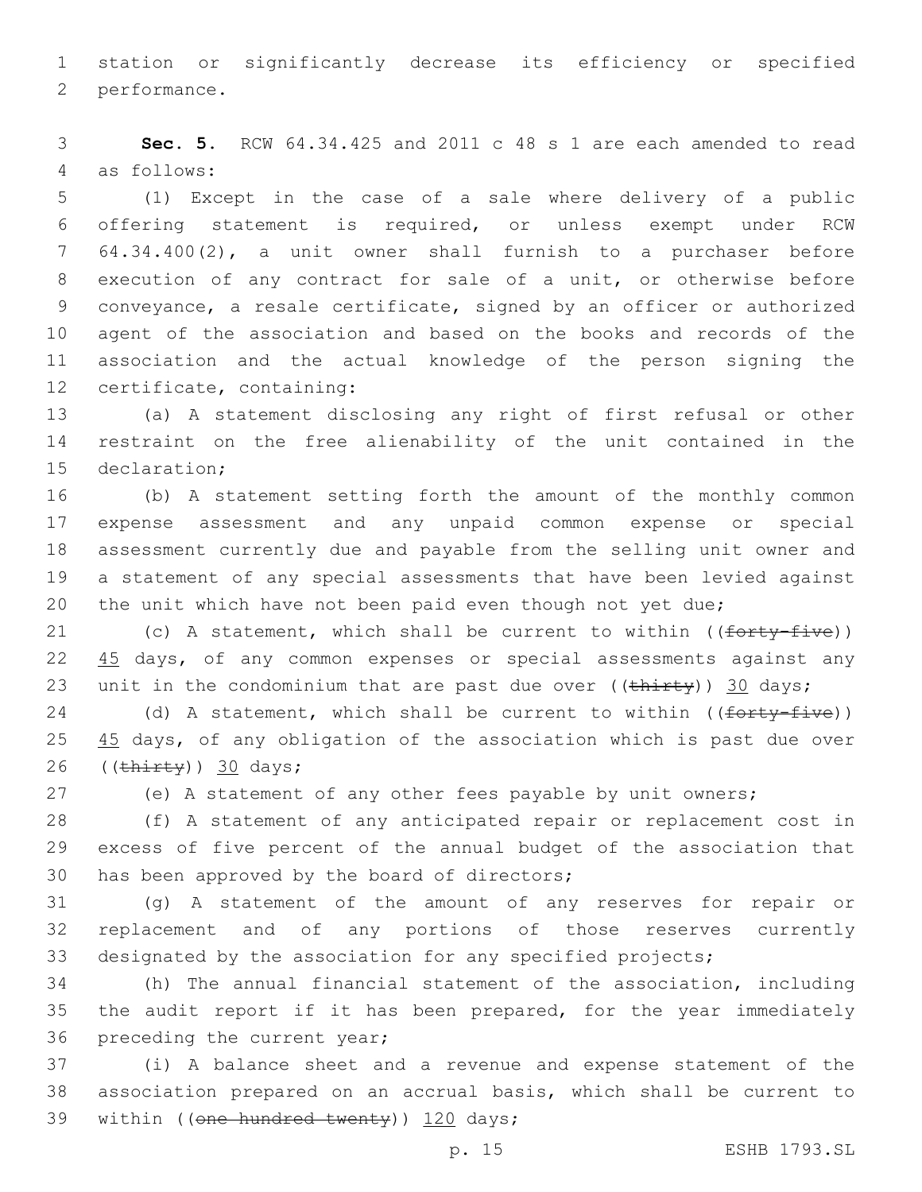station or significantly decrease its efficiency or specified performance.

**Sec. 5.** RCW 64.34.425 and 2011 c 48 s 1 are each amended to read as follows:

(1) Except in the case of a sale where delivery of a public offering statement is required, or unless exempt under RCW 64.34.400(2), a unit owner shall furnish to a purchaser before execution of any contract for sale of a unit, or otherwise before conveyance, a resale certificate, signed by an officer or authorized agent of the association and based on the books and records of the association and the actual knowledge of the person signing the certificate, containing:

(a) A statement disclosing any right of first refusal or other restraint on the free alienability of the unit contained in the declaration;

(b) A statement setting forth the amount of the monthly common expense assessment and any unpaid common expense or special assessment currently due and payable from the selling unit owner and a statement of any special assessments that have been levied against the unit which have not been paid even though not yet due;

(c) A statement, which shall be current to within ((~~forty-five~~)) 45 days, of any common expenses or special assessments against any unit in the condominium that are past due over ((~~thirty~~)) 30 days;

(d) A statement, which shall be current to within ((~~forty-five~~)) 45 days, of any obligation of the association which is past due over ((~~thirty~~)) 30 days;

(e) A statement of any other fees payable by unit owners;

(f) A statement of any anticipated repair or replacement cost in excess of five percent of the annual budget of the association that has been approved by the board of directors;

(g) A statement of the amount of any reserves for repair or replacement and of any portions of those reserves currently designated by the association for any specified projects;

(h) The annual financial statement of the association, including the audit report if it has been prepared, for the year immediately preceding the current year;

(i) A balance sheet and a revenue and expense statement of the association prepared on an accrual basis, which shall be current to within ((~~one hundred twenty~~)) 120 days;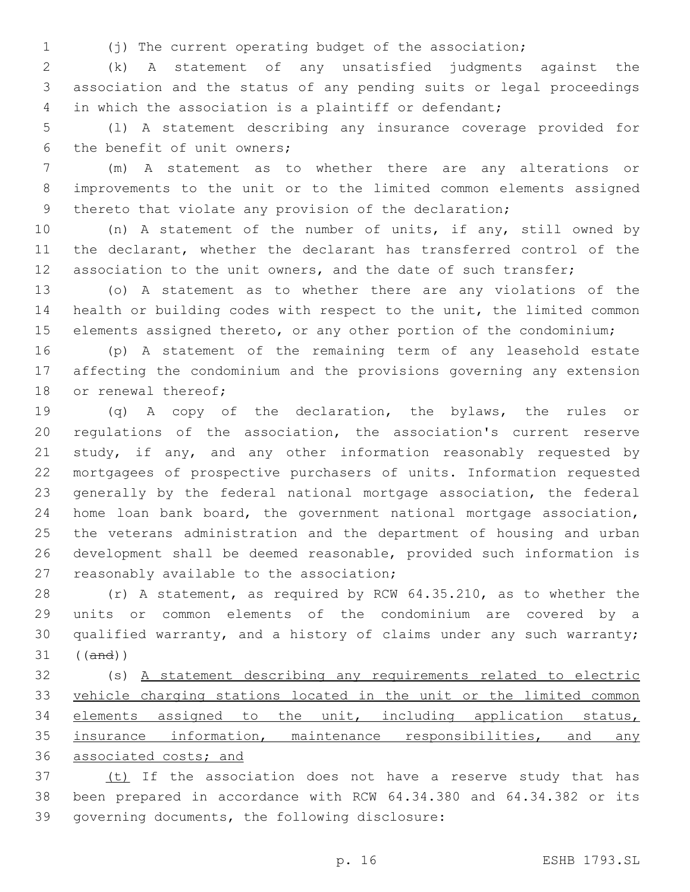(j) The current operating budget of the association;

(k) A statement of any unsatisfied judgments against the association and the status of any pending suits or legal proceedings in which the association is a plaintiff or defendant;

(l) A statement describing any insurance coverage provided for the benefit of unit owners;

(m) A statement as to whether there are any alterations or improvements to the unit or to the limited common elements assigned thereto that violate any provision of the declaration;

(n) A statement of the number of units, if any, still owned by the declarant, whether the declarant has transferred control of the association to the unit owners, and the date of such transfer;

(o) A statement as to whether there are any violations of the health or building codes with respect to the unit, the limited common elements assigned thereto, or any other portion of the condominium;

(p) A statement of the remaining term of any leasehold estate affecting the condominium and the provisions governing any extension or renewal thereof;

(q) A copy of the declaration, the bylaws, the rules or regulations of the association, the association's current reserve study, if any, and any other information reasonably requested by mortgagees of prospective purchasers of units. Information requested generally by the federal national mortgage association, the federal home loan bank board, the government national mortgage association, the veterans administration and the department of housing and urban development shall be deemed reasonable, provided such information is reasonably available to the association;

(r) A statement, as required by RCW 64.35.210, as to whether the units or common elements of the condominium are covered by a qualified warranty, and a history of claims under any such warranty; ((~~and~~))

(s) <u>A statement describing any requirements related to electric vehicle charging stations located in the unit or the limited common elements assigned to the unit, including application status, insurance information, maintenance responsibilities, and any associated costs; and</u>

<u>(t)</u> If the association does not have a reserve study that has been prepared in accordance with RCW 64.34.380 and 64.34.382 or its governing documents, the following disclosure: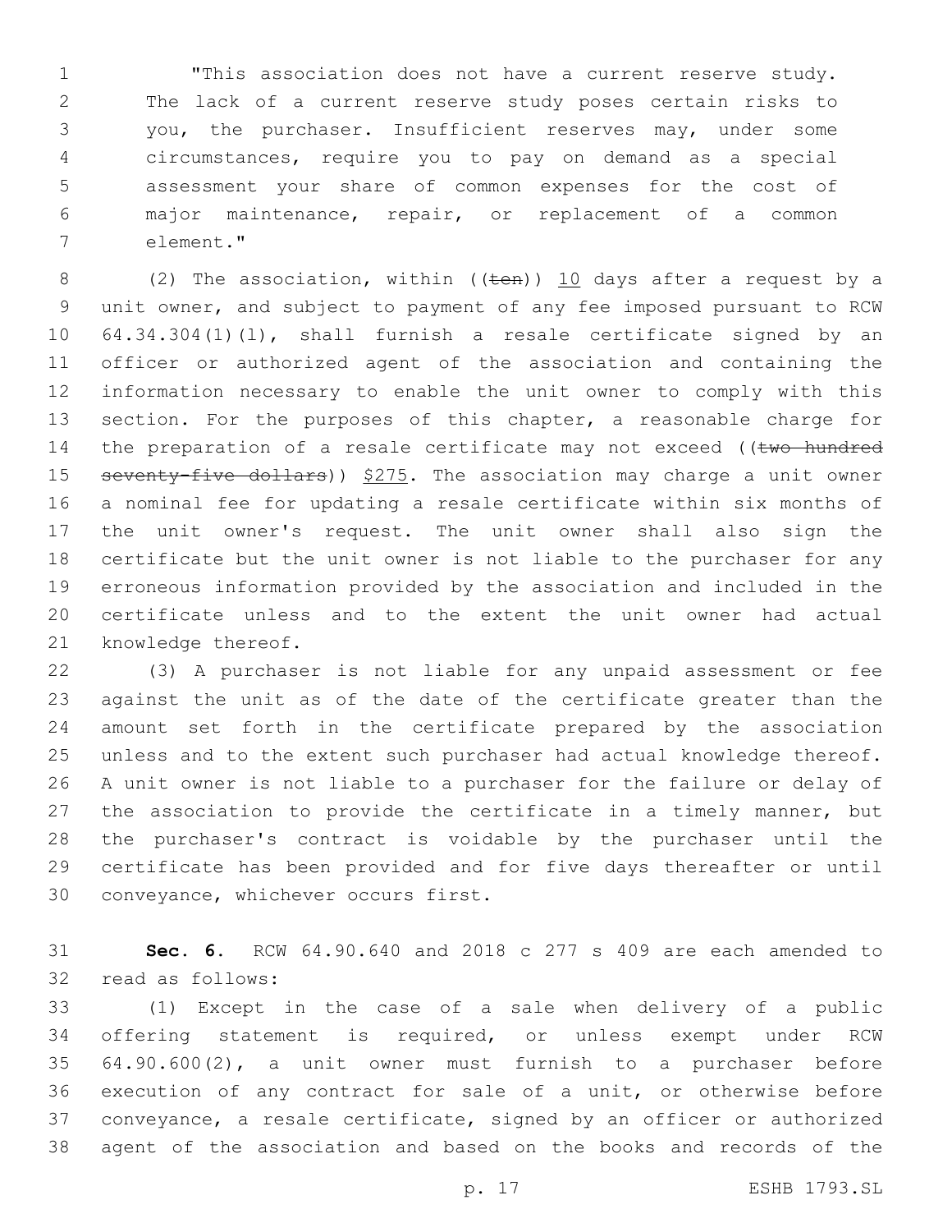"This association does not have a current reserve study. The lack of a current reserve study poses certain risks to you, the purchaser. Insufficient reserves may, under some circumstances, require you to pay on demand as a special assessment your share of common expenses for the cost of major maintenance, repair, or replacement of a common element."

(2) The association, within ((~~ten~~)) <u>10</u> days after a request by a unit owner, and subject to payment of any fee imposed pursuant to RCW 64.34.304(1)(l), shall furnish a resale certificate signed by an officer or authorized agent of the association and containing the information necessary to enable the unit owner to comply with this section. For the purposes of this chapter, a reasonable charge for the preparation of a resale certificate may not exceed ((~~two hundred seventy-five dollars~~)) <u>$275</u>. The association may charge a unit owner a nominal fee for updating a resale certificate within six months of the unit owner's request. The unit owner shall also sign the certificate but the unit owner is not liable to the purchaser for any erroneous information provided by the association and included in the certificate unless and to the extent the unit owner had actual knowledge thereof.

(3) A purchaser is not liable for any unpaid assessment or fee against the unit as of the date of the certificate greater than the amount set forth in the certificate prepared by the association unless and to the extent such purchaser had actual knowledge thereof. A unit owner is not liable to a purchaser for the failure or delay of the association to provide the certificate in a timely manner, but the purchaser's contract is voidable by the purchaser until the certificate has been provided and for five days thereafter or until conveyance, whichever occurs first.

**Sec. 6.** RCW 64.90.640 and 2018 c 277 s 409 are each amended to read as follows:

(1) Except in the case of a sale when delivery of a public offering statement is required, or unless exempt under RCW 64.90.600(2), a unit owner must furnish to a purchaser before execution of any contract for sale of a unit, or otherwise before conveyance, a resale certificate, signed by an officer or authorized agent of the association and based on the books and records of the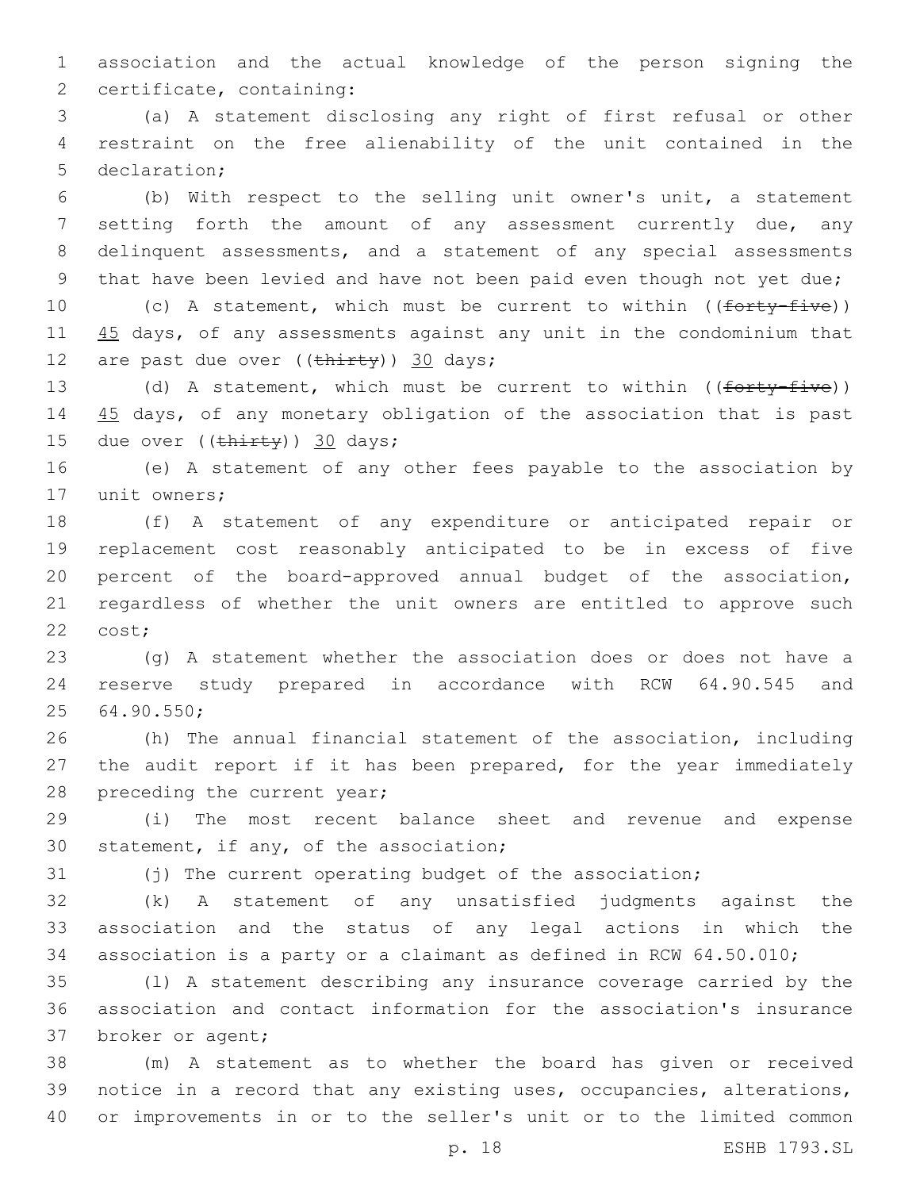association and the actual knowledge of the person signing the certificate, containing:

(a) A statement disclosing any right of first refusal or other restraint on the free alienability of the unit contained in the declaration;

(b) With respect to the selling unit owner's unit, a statement setting forth the amount of any assessment currently due, any delinquent assessments, and a statement of any special assessments that have been levied and have not been paid even though not yet due;

(c) A statement, which must be current to within ((~~forty-five~~)) 45 days, of any assessments against any unit in the condominium that are past due over ((~~thirty~~)) 30 days;

(d) A statement, which must be current to within ((~~forty-five~~)) 45 days, of any monetary obligation of the association that is past due over ((~~thirty~~)) 30 days;

(e) A statement of any other fees payable to the association by unit owners;

(f) A statement of any expenditure or anticipated repair or replacement cost reasonably anticipated to be in excess of five percent of the board-approved annual budget of the association, regardless of whether the unit owners are entitled to approve such cost;

(g) A statement whether the association does or does not have a reserve study prepared in accordance with RCW 64.90.545 and 64.90.550;

(h) The annual financial statement of the association, including the audit report if it has been prepared, for the year immediately preceding the current year;

(i) The most recent balance sheet and revenue and expense statement, if any, of the association;

(j) The current operating budget of the association;

(k) A statement of any unsatisfied judgments against the association and the status of any legal actions in which the association is a party or a claimant as defined in RCW 64.50.010;

(l) A statement describing any insurance coverage carried by the association and contact information for the association's insurance broker or agent;

(m) A statement as to whether the board has given or received notice in a record that any existing uses, occupancies, alterations, or improvements in or to the seller's unit or to the limited common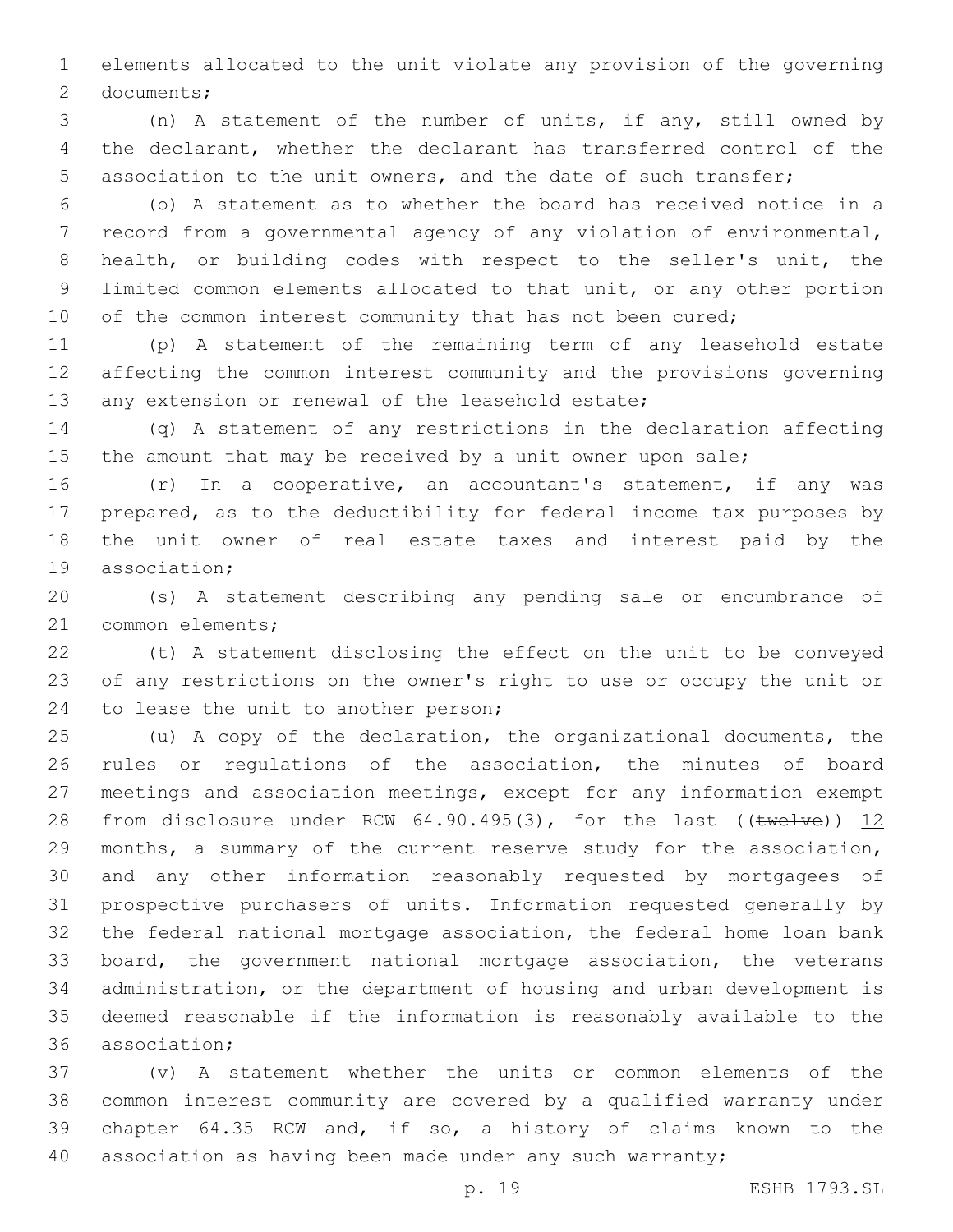elements allocated to the unit violate any provision of the governing documents;

(n) A statement of the number of units, if any, still owned by the declarant, whether the declarant has transferred control of the association to the unit owners, and the date of such transfer;

(o) A statement as to whether the board has received notice in a record from a governmental agency of any violation of environmental, health, or building codes with respect to the seller's unit, the limited common elements allocated to that unit, or any other portion of the common interest community that has not been cured;

(p) A statement of the remaining term of any leasehold estate affecting the common interest community and the provisions governing any extension or renewal of the leasehold estate;

(q) A statement of any restrictions in the declaration affecting the amount that may be received by a unit owner upon sale;

(r) In a cooperative, an accountant's statement, if any was prepared, as to the deductibility for federal income tax purposes by the unit owner of real estate taxes and interest paid by the association;

(s) A statement describing any pending sale or encumbrance of common elements;

(t) A statement disclosing the effect on the unit to be conveyed of any restrictions on the owner's right to use or occupy the unit or to lease the unit to another person;

(u) A copy of the declaration, the organizational documents, the rules or regulations of the association, the minutes of board meetings and association meetings, except for any information exempt from disclosure under RCW 64.90.495(3), for the last ((~~twelve~~)) <u>12</u> months, a summary of the current reserve study for the association, and any other information reasonably requested by mortgagees of prospective purchasers of units. Information requested generally by the federal national mortgage association, the federal home loan bank board, the government national mortgage association, the veterans administration, or the department of housing and urban development is deemed reasonable if the information is reasonably available to the association;

(v) A statement whether the units or common elements of the common interest community are covered by a qualified warranty under chapter 64.35 RCW and, if so, a history of claims known to the association as having been made under any such warranty;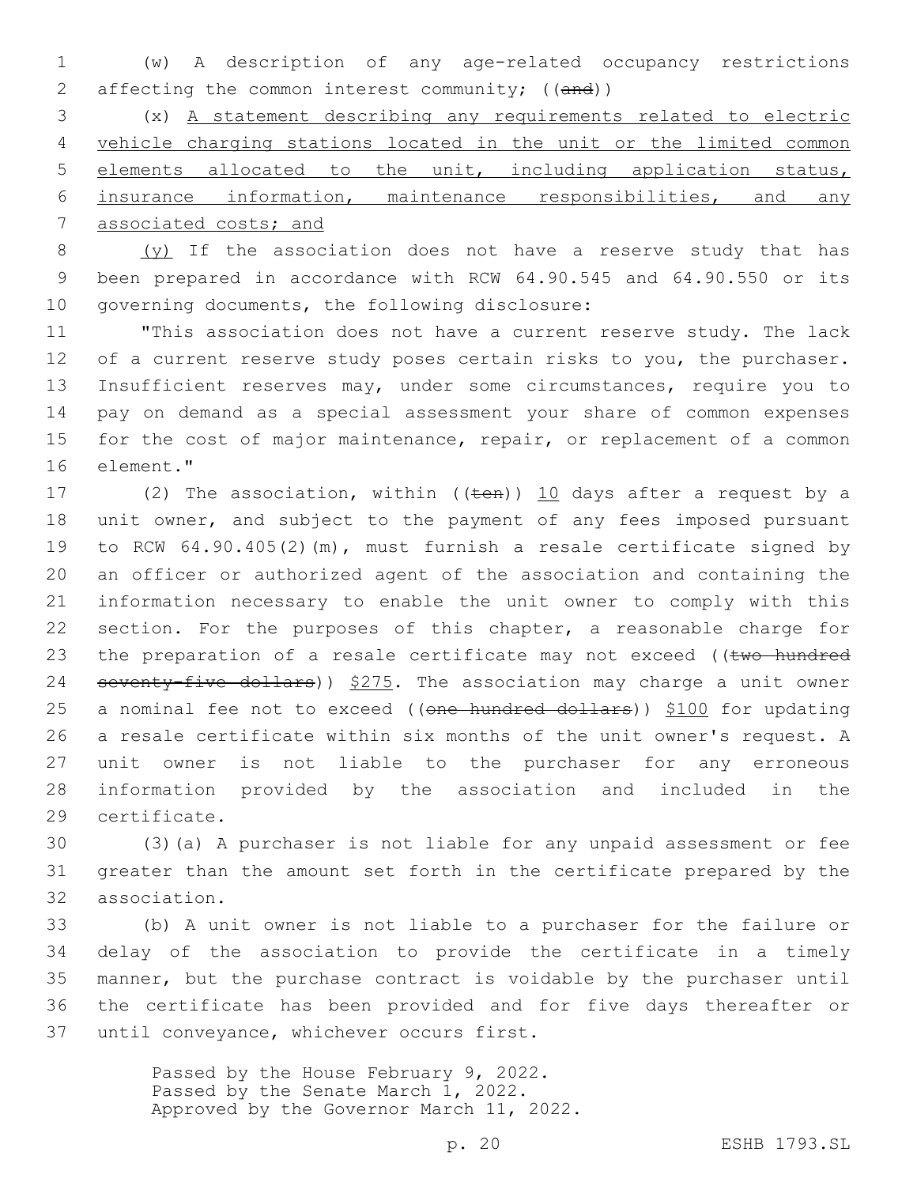(w) A description of any age-related occupancy restrictions affecting the common interest community; ((~~and~~))

(x) A statement describing any requirements related to electric vehicle charging stations located in the unit or the limited common elements allocated to the unit, including application status, insurance information, maintenance responsibilities, and any associated costs; and

(y) If the association does not have a reserve study that has been prepared in accordance with RCW 64.90.545 and 64.90.550 or its governing documents, the following disclosure:

"This association does not have a current reserve study. The lack of a current reserve study poses certain risks to you, the purchaser. Insufficient reserves may, under some circumstances, require you to pay on demand as a special assessment your share of common expenses for the cost of major maintenance, repair, or replacement of a common element."

(2) The association, within ((~~ten~~)) 10 days after a request by a unit owner, and subject to the payment of any fees imposed pursuant to RCW 64.90.405(2)(m), must furnish a resale certificate signed by an officer or authorized agent of the association and containing the information necessary to enable the unit owner to comply with this section. For the purposes of this chapter, a reasonable charge for the preparation of a resale certificate may not exceed ((~~two hundred seventy-five dollars~~)) $275. The association may charge a unit owner a nominal fee not to exceed ((~~one hundred dollars~~)) $100 for updating a resale certificate within six months of the unit owner's request. A unit owner is not liable to the purchaser for any erroneous information provided by the association and included in the certificate.

(3)(a) A purchaser is not liable for any unpaid assessment or fee greater than the amount set forth in the certificate prepared by the association.

(b) A unit owner is not liable to a purchaser for the failure or delay of the association to provide the certificate in a timely manner, but the purchase contract is voidable by the purchaser until the certificate has been provided and for five days thereafter or until conveyance, whichever occurs first.

Passed by the House February 9, 2022.
Passed by the Senate March 1, 2022.
Approved by the Governor March 11, 2022.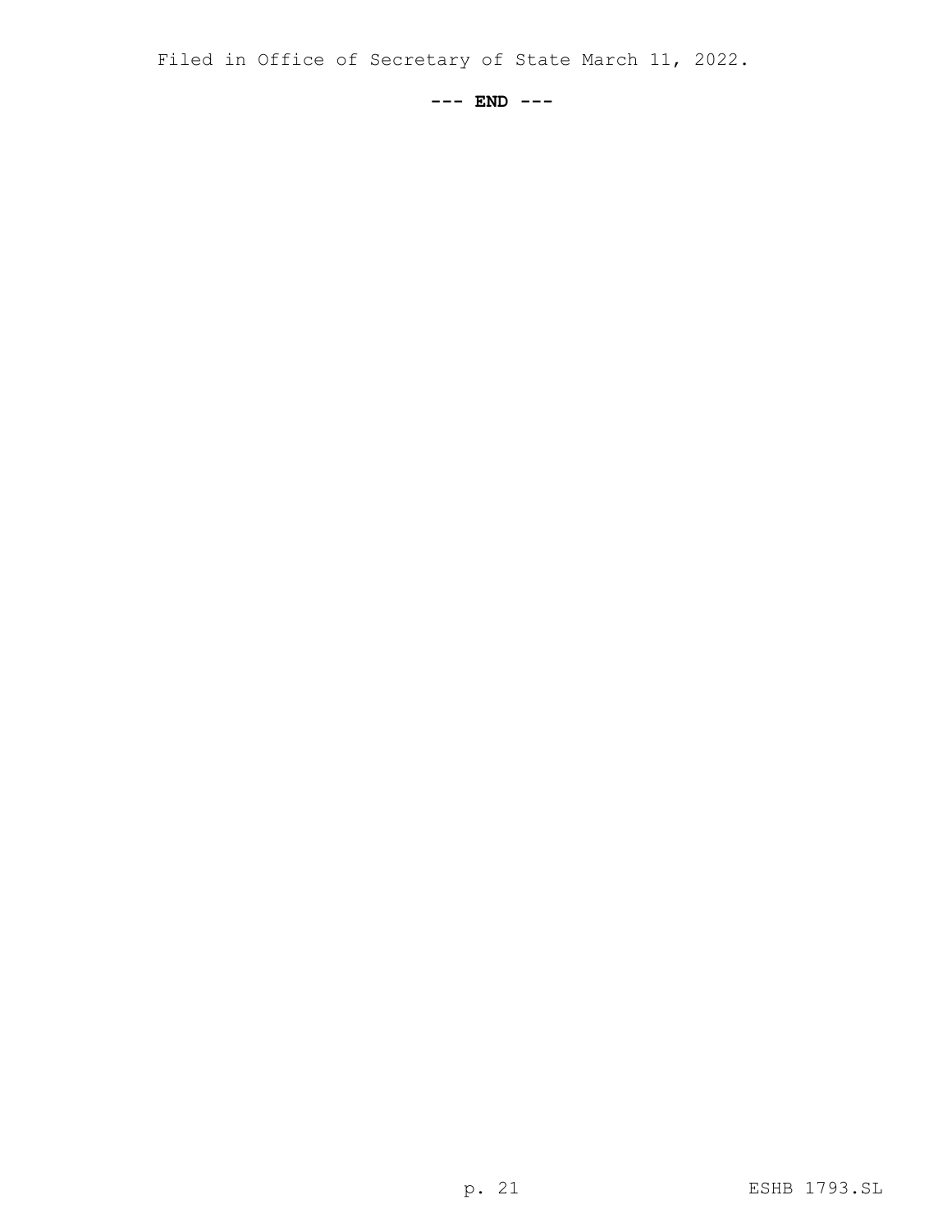Filed in Office of Secretary of State March 11, 2022.

**--- END ---**